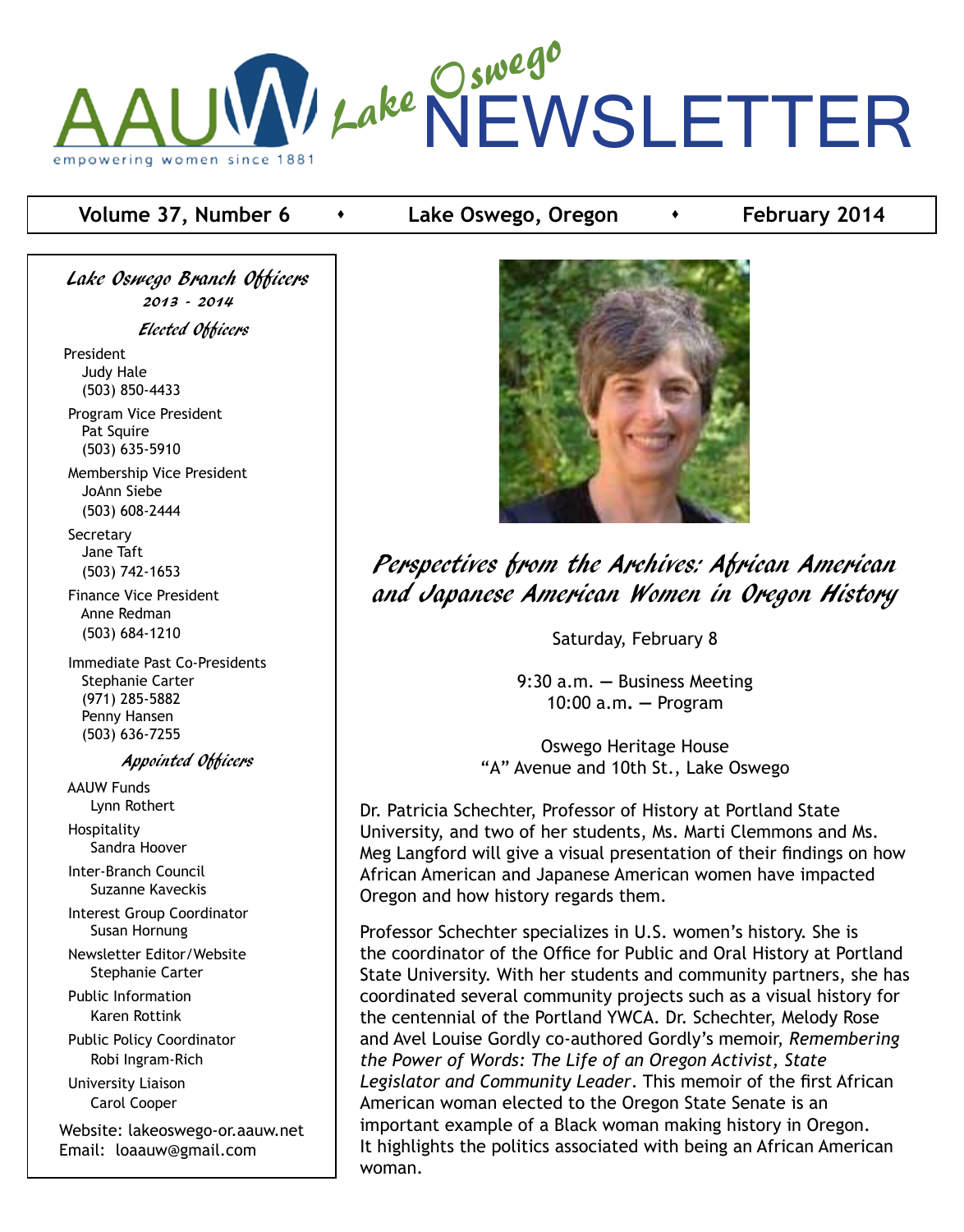# AAUW Lake Oswego NEWSLETTER

empowering women since 1881

**Volume 37, Number 6** • **Lake Oswego, Oregon** • **February 2014**

## *Perspectives from the Archives: African American and Japanese American Women in Oregon History*

Saturday, February 8

9:30 a.m. — Business Meeting
10:00 a.m. — Program

Oswego Heritage House
"A" Avenue and 10th St., Lake Oswego

Dr. Patricia Schechter, Professor of History at Portland State University, and two of her students, Ms. Marti Clemmons and Ms. Meg Langford will give a visual presentation of their findings on how African American and Japanese American women have impacted Oregon and how history regards them.

Professor Schechter specializes in U.S. women's history. She is the coordinator of the Office for Public and Oral History at Portland State University. With her students and community partners, she has coordinated several community projects such as a visual history for the centennial of the Portland YWCA. Dr. Schechter, Melody Rose and Avel Louise Gordly co-authored Gordly's memoir, *Remembering the Power of Words: The Life of an Oregon Activist, State Legislator and Community Leader*. This memoir of the first African American woman elected to the Oregon State Senate is an important example of a Black woman making history in Oregon. It highlights the politics associated with being an African American woman.

---

### *Lake Oswego Branch Officers*
*2013 - 2014*

#### *Elected Officers*

President
Judy Hale
(503) 850-4433

Program Vice President
Pat Squire
(503) 635-5910

Membership Vice President
JoAnn Siebe
(503) 608-2444

Secretary
Jane Taft
(503) 742-1653

Finance Vice President
Anne Redman
(503) 684-1210

Immediate Past Co-Presidents
Stephanie Carter
(971) 285-5882
Penny Hansen
(503) 636-7255

#### *Appointed Officers*

AAUW Funds
Lynn Rothert

Hospitality
Sandra Hoover

Inter-Branch Council
Suzanne Kaveckis

Interest Group Coordinator
Susan Hornung

Newsletter Editor/Website
Stephanie Carter

Public Information
Karen Rottink

Public Policy Coordinator
Robi Ingram-Rich

University Liaison
Carol Cooper

Website: lakeoswego-or.aauw.net
Email: loaauw@gmail.com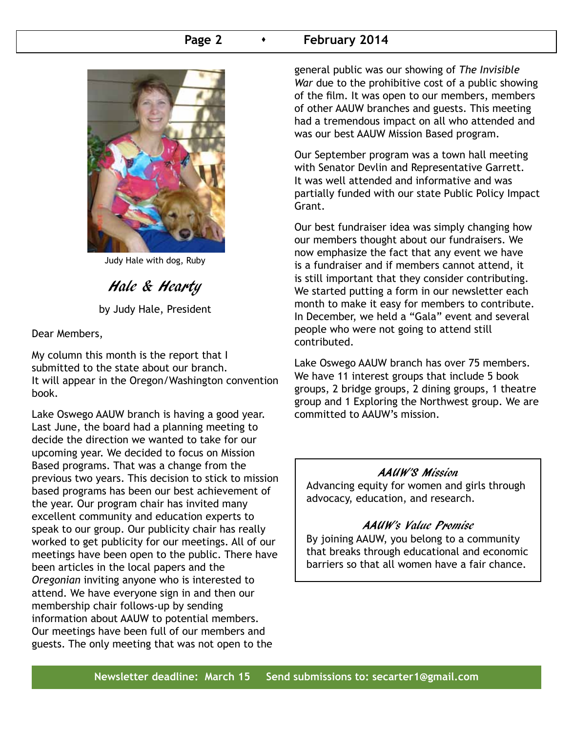Judy Hale with dog, Ruby

## *Hale & Hearty*

by Judy Hale, President

Dear Members,

My column this month is the report that I submitted to the state about our branch. It will appear in the Oregon/Washington convention book.

Lake Oswego AAUW branch is having a good year. Last June, the board had a planning meeting to decide the direction we wanted to take for our upcoming year. We decided to focus on Mission Based programs. That was a change from the previous two years. This decision to stick to mission based programs has been our best achievement of the year. Our program chair has invited many excellent community and education experts to speak to our group. Our publicity chair has really worked to get publicity for our meetings. All of our meetings have been open to the public. There have been articles in the local papers and the *Oregonian* inviting anyone who is interested to attend. We have everyone sign in and then our membership chair follows-up by sending information about AAUW to potential members. Our meetings have been full of our members and guests. The only meeting that was not open to the general public was our showing of *The Invisible War* due to the prohibitive cost of a public showing of the film. It was open to our members, members of other AAUW branches and guests. This meeting had a tremendous impact on all who attended and was our best AAUW Mission Based program.

Our September program was a town hall meeting with Senator Devlin and Representative Garrett. It was well attended and informative and was partially funded with our state Public Policy Impact Grant.

Our best fundraiser idea was simply changing how our members thought about our fundraisers. We now emphasize the fact that any event we have is a fundraiser and if members cannot attend, it is still important that they consider contributing. We started putting a form in our newsletter each month to make it easy for members to contribute. In December, we held a "Gala" event and several people who were not going to attend still contributed.

Lake Oswego AAUW branch has over 75 members. We have 11 interest groups that include 5 book groups, 2 bridge groups, 2 dining groups, 1 theatre group and 1 Exploring the Northwest group. We are committed to AAUW's mission.

### *AAUW'S Mission*

Advancing equity for women and girls through advocacy, education, and research.

### *AAUW's Value Promise*

By joining AAUW, you belong to a community that breaks through educational and economic barriers so that all women have a fair chance.

**Newsletter deadline: March 15 Send submissions to: secarter1@gmail.com**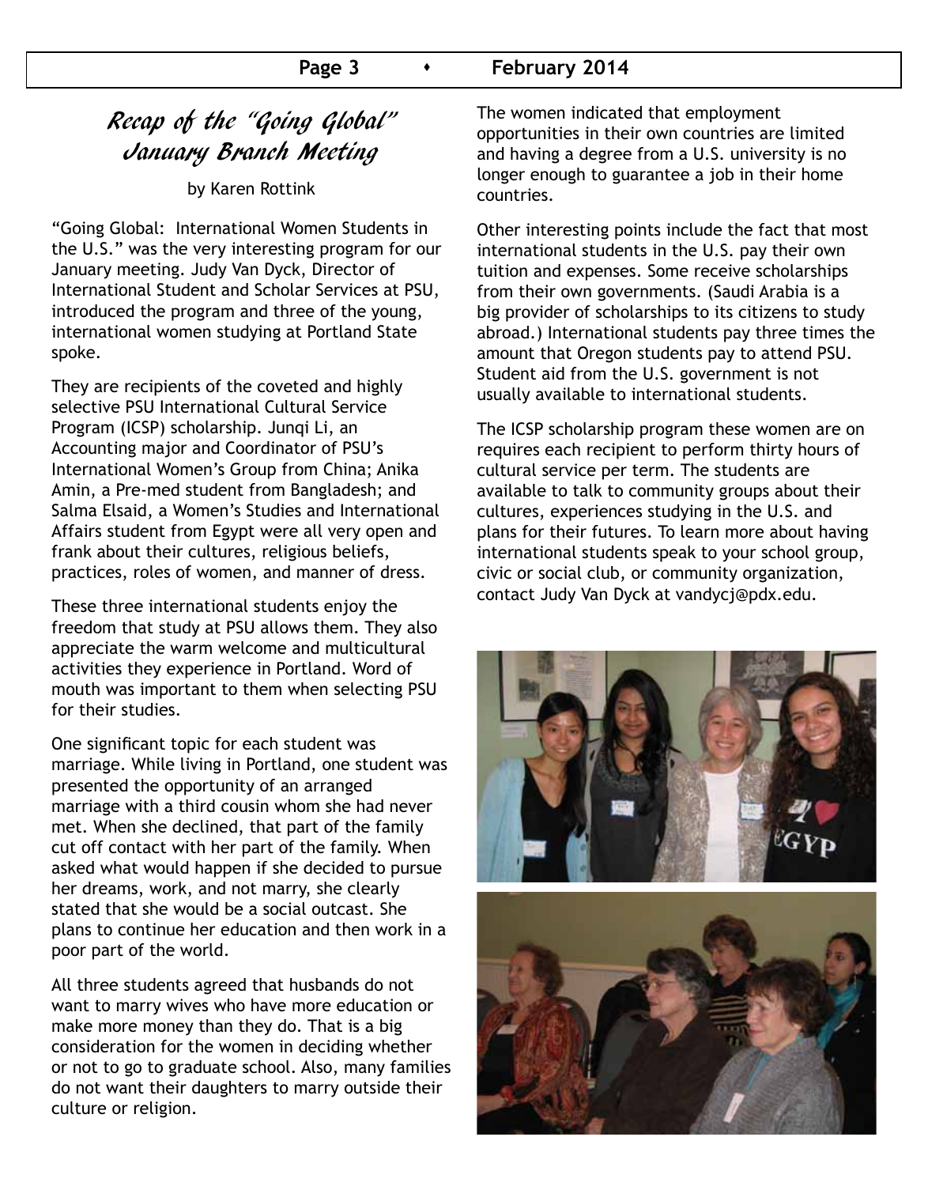## *Recap of the "Going Global" January Branch Meeting*

by Karen Rottink

"Going Global: International Women Students in the U.S." was the very interesting program for our January meeting. Judy Van Dyck, Director of International Student and Scholar Services at PSU, introduced the program and three of the young, international women studying at Portland State spoke.

They are recipients of the coveted and highly selective PSU International Cultural Service Program (ICSP) scholarship. Junqi Li, an Accounting major and Coordinator of PSU's International Women's Group from China; Anika Amin, a Pre-med student from Bangladesh; and Salma Elsaid, a Women's Studies and International Affairs student from Egypt were all very open and frank about their cultures, religious beliefs, practices, roles of women, and manner of dress.

These three international students enjoy the freedom that study at PSU allows them. They also appreciate the warm welcome and multicultural activities they experience in Portland. Word of mouth was important to them when selecting PSU for their studies.

One significant topic for each student was marriage. While living in Portland, one student was presented the opportunity of an arranged marriage with a third cousin whom she had never met. When she declined, that part of the family cut off contact with her part of the family. When asked what would happen if she decided to pursue her dreams, work, and not marry, she clearly stated that she would be a social outcast. She plans to continue her education and then work in a poor part of the world.

All three students agreed that husbands do not want to marry wives who have more education or make more money than they do. That is a big consideration for the women in deciding whether or not to go to graduate school. Also, many families do not want their daughters to marry outside their culture or religion.

The women indicated that employment opportunities in their own countries are limited and having a degree from a U.S. university is no longer enough to guarantee a job in their home countries.

Other interesting points include the fact that most international students in the U.S. pay their own tuition and expenses. Some receive scholarships from their own governments. (Saudi Arabia is a big provider of scholarships to its citizens to study abroad.) International students pay three times the amount that Oregon students pay to attend PSU. Student aid from the U.S. government is not usually available to international students.

The ICSP scholarship program these women are on requires each recipient to perform thirty hours of cultural service per term. The students are available to talk to community groups about their cultures, experiences studying in the U.S. and plans for their futures. To learn more about having international students speak to your school group, civic or social club, or community organization, contact Judy Van Dyck at vandycj@pdx.edu.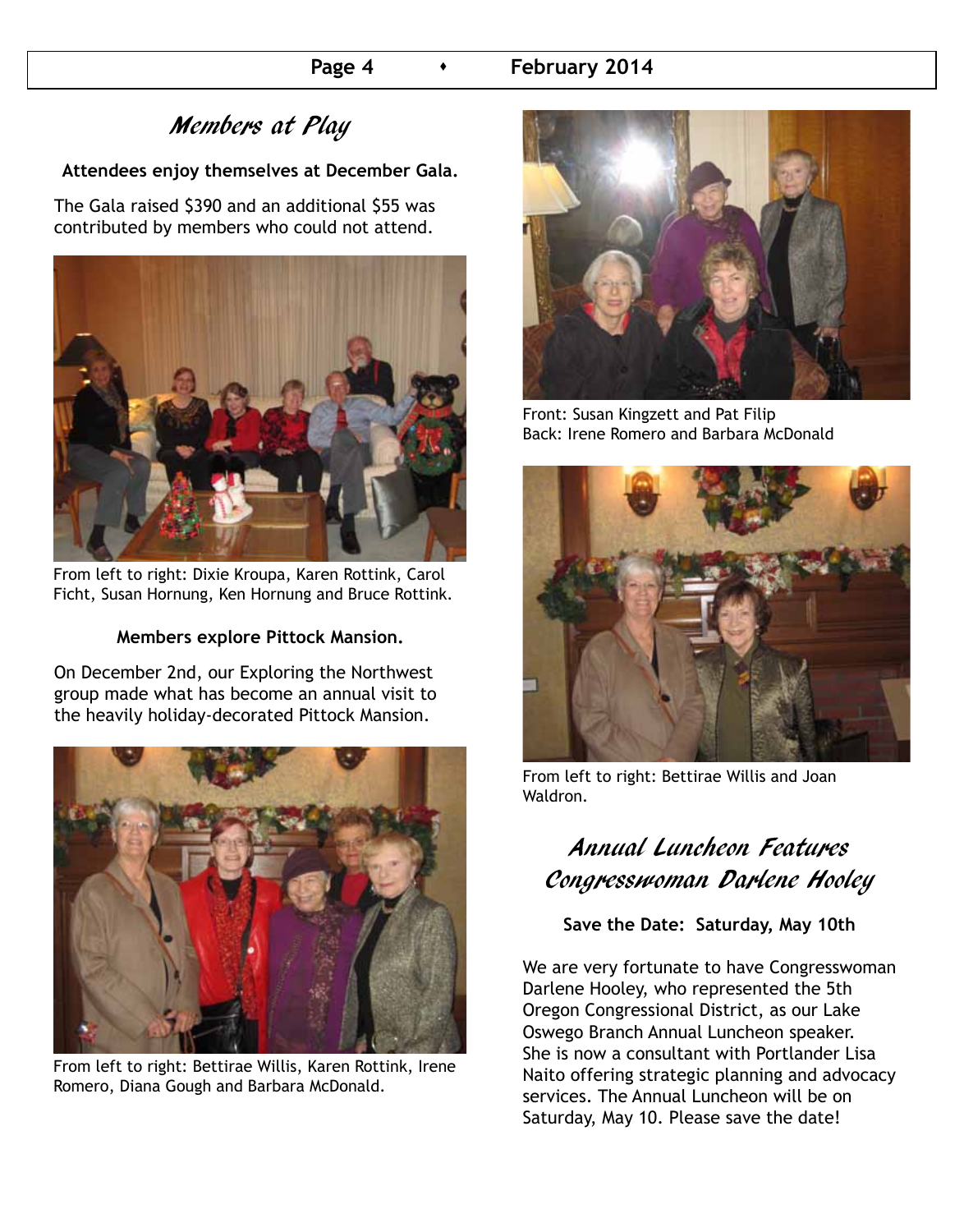## Members at Play

**Attendees enjoy themselves at December Gala.**

The Gala raised $390 and an additional $55 was contributed by members who could not attend.

From left to right: Dixie Kroupa, Karen Rottink, Carol Ficht, Susan Hornung, Ken Hornung and Bruce Rottink.

**Members explore Pittock Mansion.**

On December 2nd, our Exploring the Northwest group made what has become an annual visit to the heavily holiday-decorated Pittock Mansion.

From left to right: Bettirae Willis, Karen Rottink, Irene Romero, Diana Gough and Barbara McDonald.

Front: Susan Kingzett and Pat Filip
Back: Irene Romero and Barbara McDonald

From left to right: Bettirae Willis and Joan Waldron.

## Annual Luncheon Features Congresswoman Darlene Hooley

**Save the Date: Saturday, May 10th**

We are very fortunate to have Congresswoman Darlene Hooley, who represented the 5th Oregon Congressional District, as our Lake Oswego Branch Annual Luncheon speaker. She is now a consultant with Portlander Lisa Naito offering strategic planning and advocacy services. The Annual Luncheon will be on Saturday, May 10. Please save the date!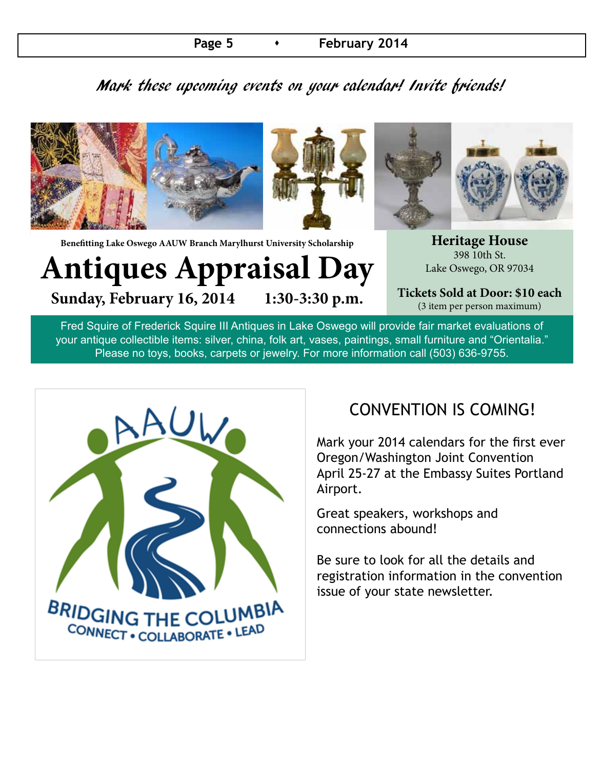*Mark these upcoming events on your calendar! Invite friends!*

**Benefitting Lake Oswego AAUW Branch Marylhurst University Scholarship**

# Antiques Appraisal Day

**Sunday, February 16, 2014 1:30-3:30 p.m.**

**Heritage House**
398 10th St.
Lake Oswego, OR 97034

**Tickets Sold at Door: $10 each**
(3 item per person maximum)

Fred Squire of Frederick Squire III Antiques in Lake Oswego will provide fair market evaluations of your antique collectible items: silver, china, folk art, vases, paintings, small furniture and "Orientalia." Please no toys, books, carpets or jewelry. For more information call (503) 636-9755.

AAUW
BRIDGING THE COLUMBIA
CONNECT • COLLABORATE • LEAD

## CONVENTION IS COMING!

Mark your 2014 calendars for the first ever Oregon/Washington Joint Convention April 25-27 at the Embassy Suites Portland Airport.

Great speakers, workshops and connections abound!

Be sure to look for all the details and registration information in the convention issue of your state newsletter.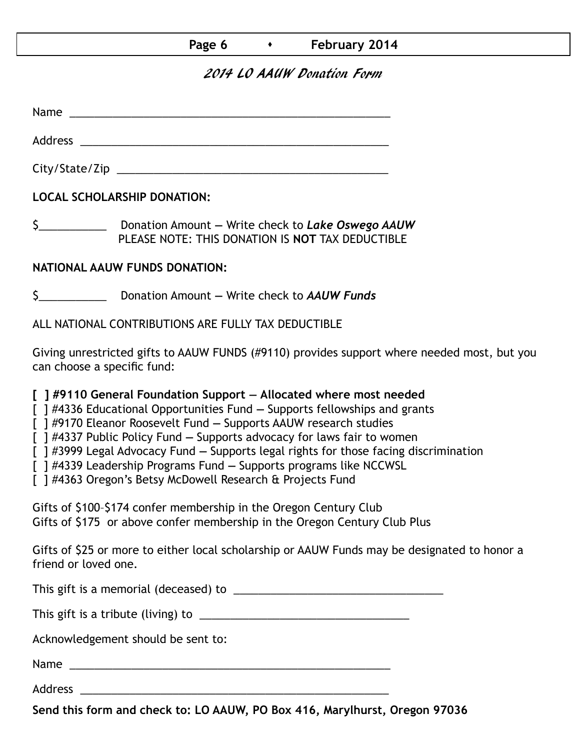## *2014 LO AAUW Donation Form*

Name _______________________________________________

Address _______________________________________________

City/State/Zip _______________________________________________

**LOCAL SCHOLARSHIP DONATION:**

$___________ Donation Amount — Write check to ***Lake Oswego AAUW***
PLEASE NOTE: THIS DONATION IS **NOT** TAX DEDUCTIBLE

**NATIONAL AAUW FUNDS DONATION:**

$___________ Donation Amount — Write check to ***AAUW Funds***

ALL NATIONAL CONTRIBUTIONS ARE FULLY TAX DEDUCTIBLE

Giving unrestricted gifts to AAUW FUNDS (#9110) provides support where needed most, but you can choose a specific fund:

**[ ] #9110 General Foundation Support — Allocated where most needed**
[ ] #4336 Educational Opportunities Fund — Supports fellowships and grants
[ ] #9170 Eleanor Roosevelt Fund — Supports AAUW research studies
[ ] #4337 Public Policy Fund — Supports advocacy for laws fair to women
[ ] #3999 Legal Advocacy Fund — Supports legal rights for those facing discrimination
[ ] #4339 Leadership Programs Fund — Supports programs like NCCWSL
[ ] #4363 Oregon's Betsy McDowell Research & Projects Fund

Gifts of $100–$174 confer membership in the Oregon Century Club
Gifts of $175 or above confer membership in the Oregon Century Club Plus

Gifts of $25 or more to either local scholarship or AAUW Funds may be designated to honor a friend or loved one.

This gift is a memorial (deceased) to ________________________________

This gift is a tribute (living) to ________________________________

Acknowledgement should be sent to:

Name _______________________________________________

Address _______________________________________________

**Send this form and check to: LO AAUW, PO Box 416, Marylhurst, Oregon 97036**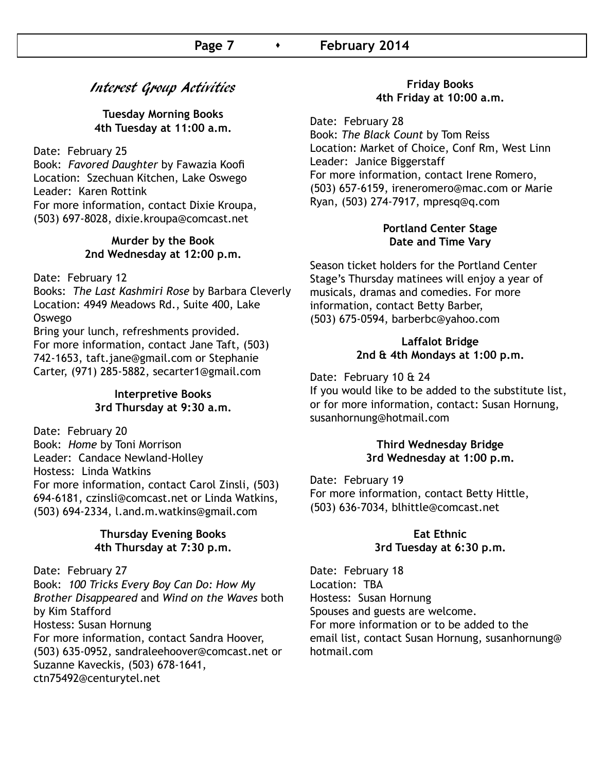# *Interest Group Activities*

### Tuesday Morning Books
**4th Tuesday at 11:00 a.m.**

Date: February 25
Book: *Favored Daughter* by Fawazia Koofi
Location: Szechuan Kitchen, Lake Oswego
Leader: Karen Rottink
For more information, contact Dixie Kroupa, (503) 697-8028, dixie.kroupa@comcast.net

### Murder by the Book
**2nd Wednesday at 12:00 p.m.**

Date: February 12
Books: *The Last Kashmiri Rose* by Barbara Cleverly
Location: 4949 Meadows Rd., Suite 400, Lake Oswego
Bring your lunch, refreshments provided.
For more information, contact Jane Taft, (503) 742-1653, taft.jane@gmail.com or Stephanie Carter, (971) 285-5882, secarter1@gmail.com

### Interpretive Books
**3rd Thursday at 9:30 a.m.**

Date: February 20
Book: *Home* by Toni Morrison
Leader: Candace Newland-Holley
Hostess: Linda Watkins
For more information, contact Carol Zinsli, (503) 694-6181, czinsli@comcast.net or Linda Watkins, (503) 694-2334, l.and.m.watkins@gmail.com

### Thursday Evening Books
**4th Thursday at 7:30 p.m.**

Date: February 27
Book: *100 Tricks Every Boy Can Do: How My Brother Disappeared* and *Wind on the Waves* both by Kim Stafford
Hostess: Susan Hornung
For more information, contact Sandra Hoover, (503) 635-0952, sandraleehoover@comcast.net or Suzanne Kaveckis, (503) 678-1641, ctn75492@centurytel.net

### Friday Books
**4th Friday at 10:00 a.m.**

Date: February 28
Book: *The Black Count* by Tom Reiss
Location: Market of Choice, Conf Rm, West Linn
Leader: Janice Biggerstaff
For more information, contact Irene Romero, (503) 657-6159, ireneromero@mac.com or Marie Ryan, (503) 274-7917, mpresq@q.com

### Portland Center Stage
**Date and Time Vary**

Season ticket holders for the Portland Center Stage's Thursday matinees will enjoy a year of musicals, dramas and comedies. For more information, contact Betty Barber, (503) 675-0594, barberbc@yahoo.com

### Laffalot Bridge
**2nd & 4th Mondays at 1:00 p.m.**

Date: February 10 & 24
If you would like to be added to the substitute list, or for more information, contact: Susan Hornung, susanhornung@hotmail.com

### Third Wednesday Bridge
**3rd Wednesday at 1:00 p.m.**

Date: February 19
For more information, contact Betty Hittle, (503) 636-7034, blhittle@comcast.net

### Eat Ethnic
**3rd Tuesday at 6:30 p.m.**

Date: February 18
Location: TBA
Hostess: Susan Hornung
Spouses and guests are welcome.
For more information or to be added to the email list, contact Susan Hornung, susanhornung@hotmail.com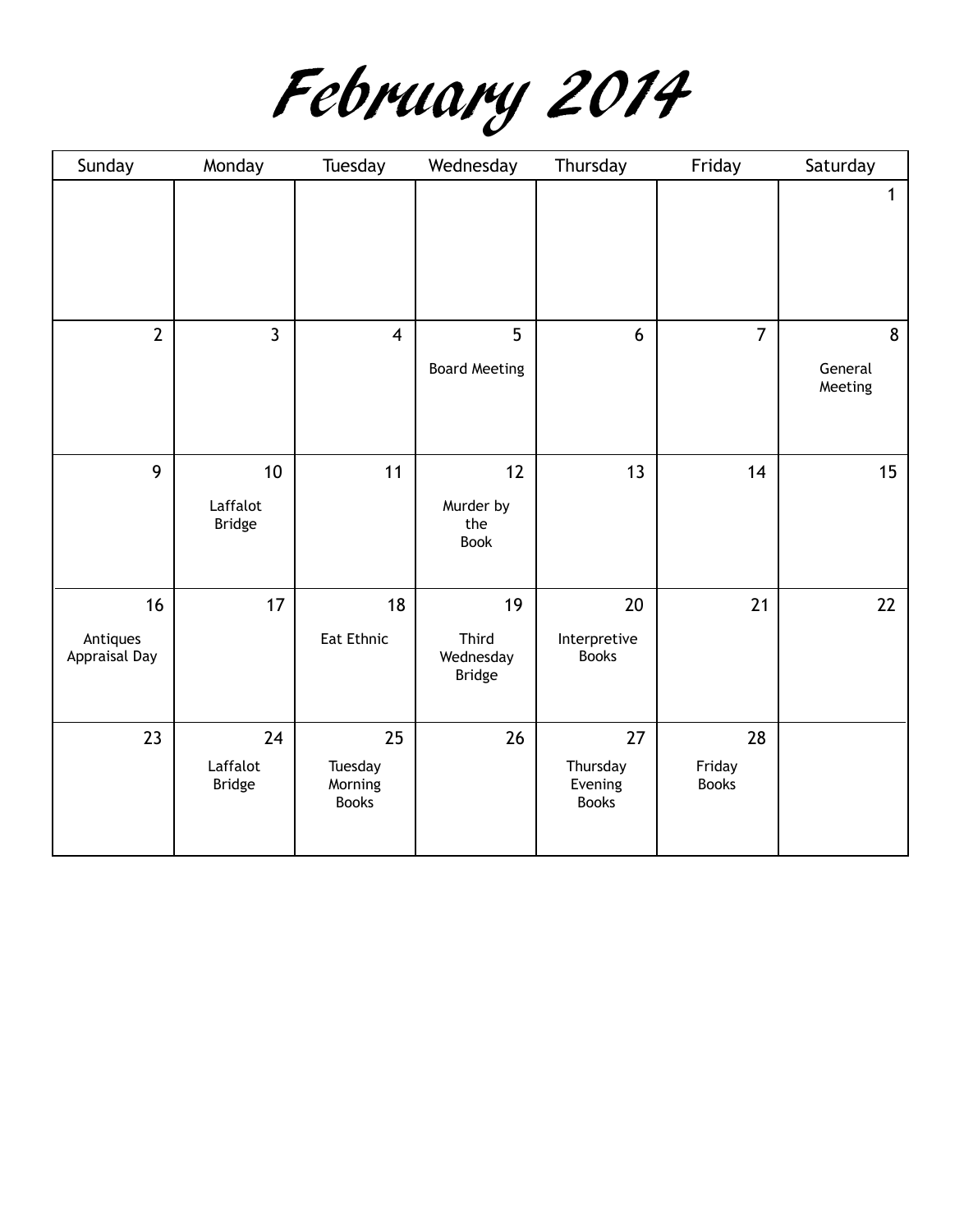# February 2014

| Sunday | Monday | Tuesday | Wednesday | Thursday | Friday | Saturday |
|---|---|---|---|---|---|---|
| | | | | | | 1 |
| 2 | 3 | 4 | 5 Board Meeting | 6 | 7 | 8 General Meeting |
| 9 | 10 Laffalot Bridge | 11 | 12 Murder by the Book | 13 | 14 | 15 |
| 16 Antiques Appraisal Day | 17 | 18 Eat Ethnic | 19 Third Wednesday Bridge | 20 Interpretive Books | 21 | 22 |
| 23 | 24 Laffalot Bridge | 25 Tuesday Morning Books | 26 | 27 Thursday Evening Books | 28 Friday Books | |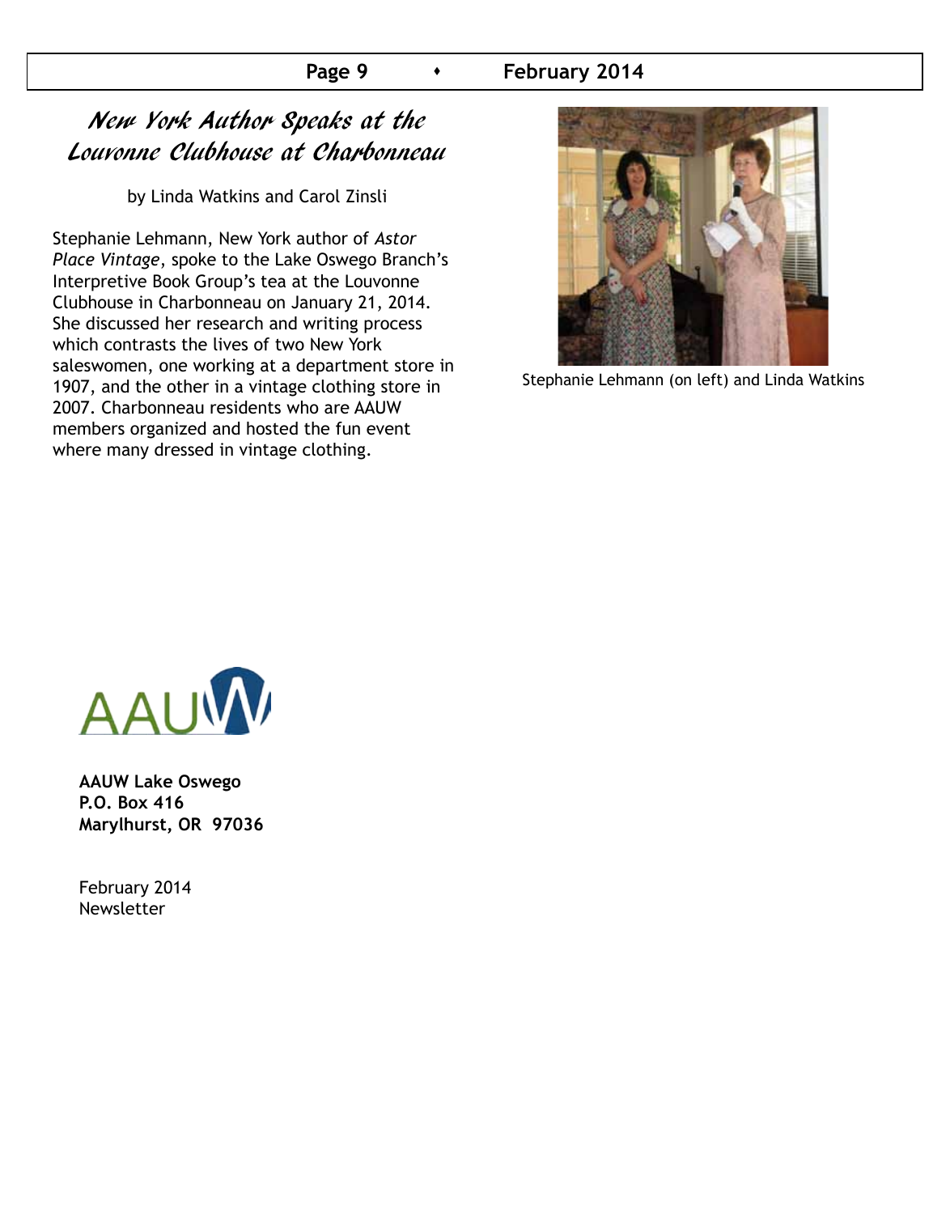# *New York Author Speaks at the Louvonne Clubhouse at Charbonneau*

by Linda Watkins and Carol Zinsli

Stephanie Lehmann, New York author of *Astor Place Vintage*, spoke to the Lake Oswego Branch's Interpretive Book Group's tea at the Louvonne Clubhouse in Charbonneau on January 21, 2014. She discussed her research and writing process which contrasts the lives of two New York saleswomen, one working at a department store in 1907, and the other in a vintage clothing store in 2007. Charbonneau residents who are AAUW members organized and hosted the fun event where many dressed in vintage clothing.

Stephanie Lehmann (on left) and Linda Watkins

AAUW

**AAUW Lake Oswego**
**P.O. Box 416**
**Marylhurst, OR 97036**

February 2014
Newsletter